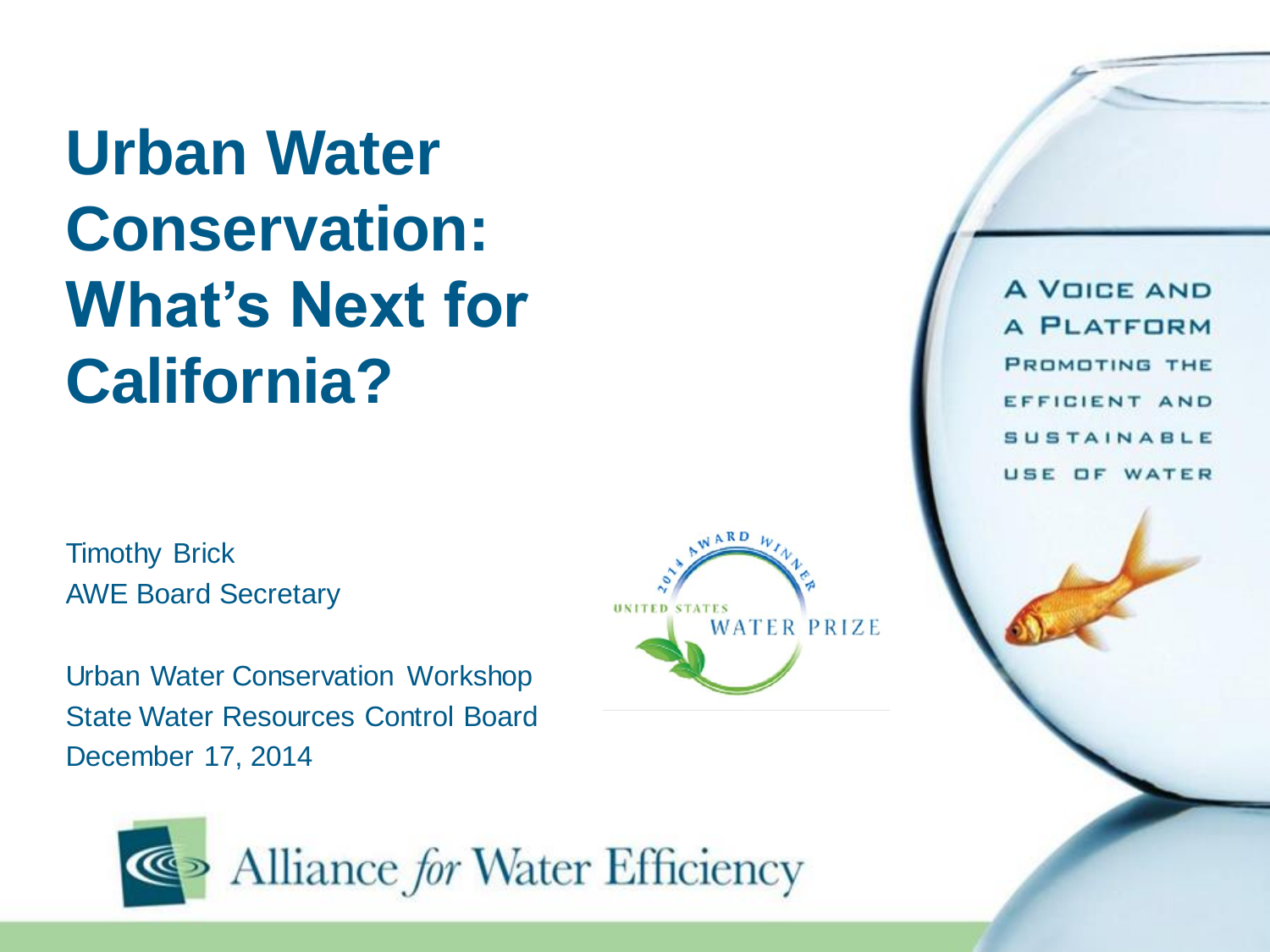# Urban Water Conservation: What's Next for California?

Timothy Brick
AWE Board Secretary

Urban Water Conservation Workshop
State Water Resources Control Board
December 17, 2014

2014 Award Winner
United States Water Prize

A Voice and a Platform Promoting the Efficient and Sustainable Use of Water

Alliance *for* Water Efficiency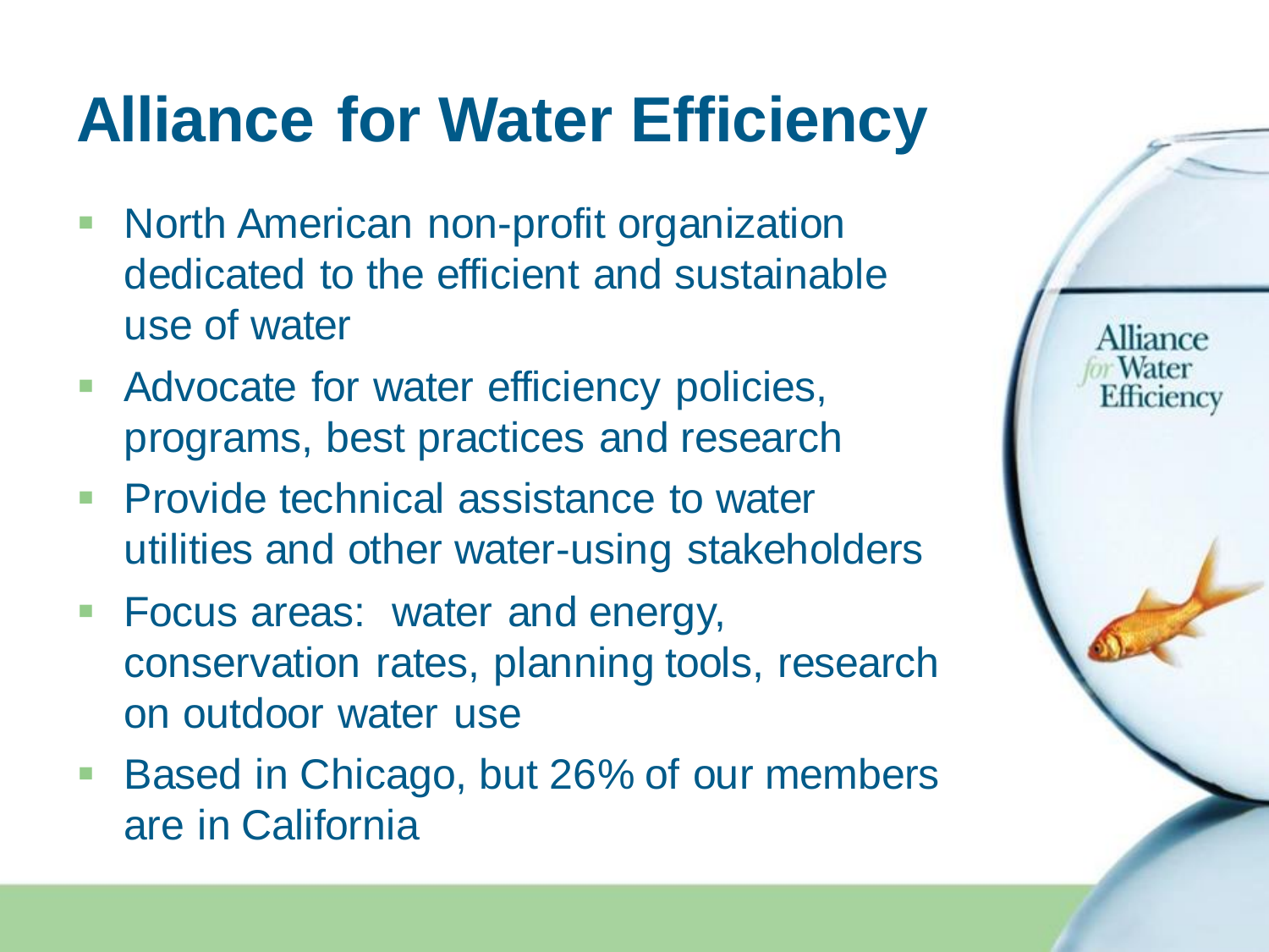# Alliance for Water Efficiency

- North American non-profit organization dedicated to the efficient and sustainable use of water
- Advocate for water efficiency policies, programs, best practices and research
- Provide technical assistance to water utilities and other water-using stakeholders
- Focus areas: water and energy, conservation rates, planning tools, research on outdoor water use
- Based in Chicago, but 26% of our members are in California

Alliance for Water Efficiency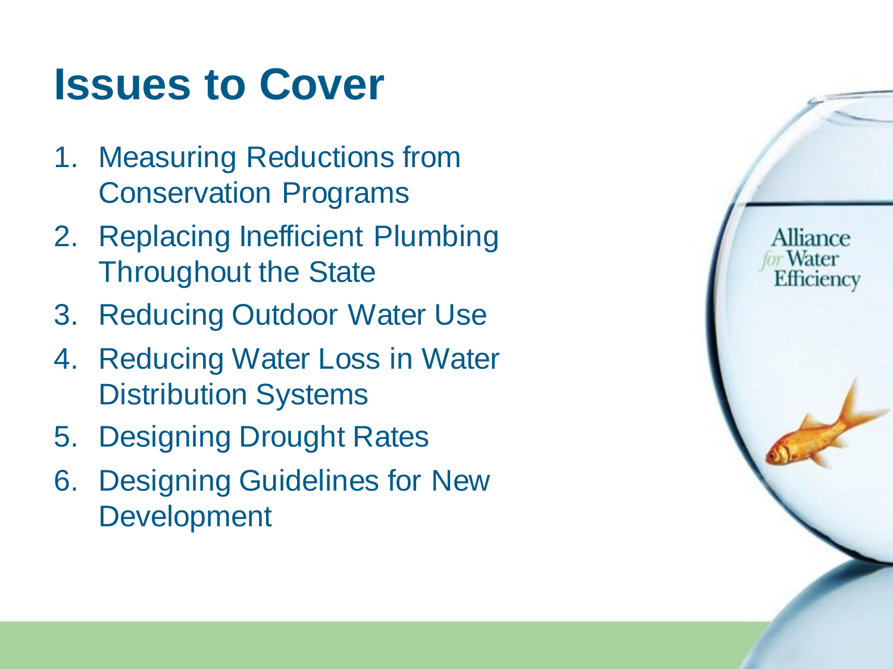# Issues to Cover

1. Measuring Reductions from Conservation Programs
2. Replacing Inefficient Plumbing Throughout the State
3. Reducing Outdoor Water Use
4. Reducing Water Loss in Water Distribution Systems
5. Designing Drought Rates
6. Designing Guidelines for New Development

Alliance for Water Efficiency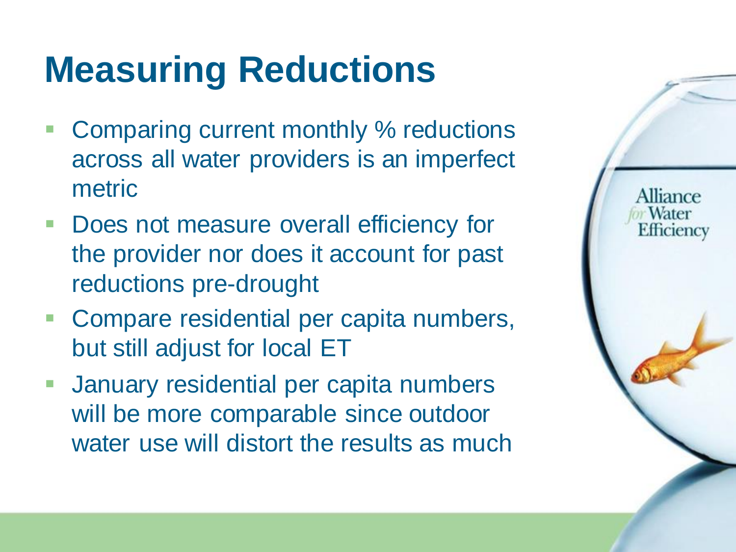# Measuring Reductions

- Comparing current monthly % reductions across all water providers is an imperfect metric
- Does not measure overall efficiency for the provider nor does it account for past reductions pre-drought
- Compare residential per capita numbers, but still adjust for local ET
- January residential per capita numbers will be more comparable since outdoor water use will distort the results as much

Alliance for Water Efficiency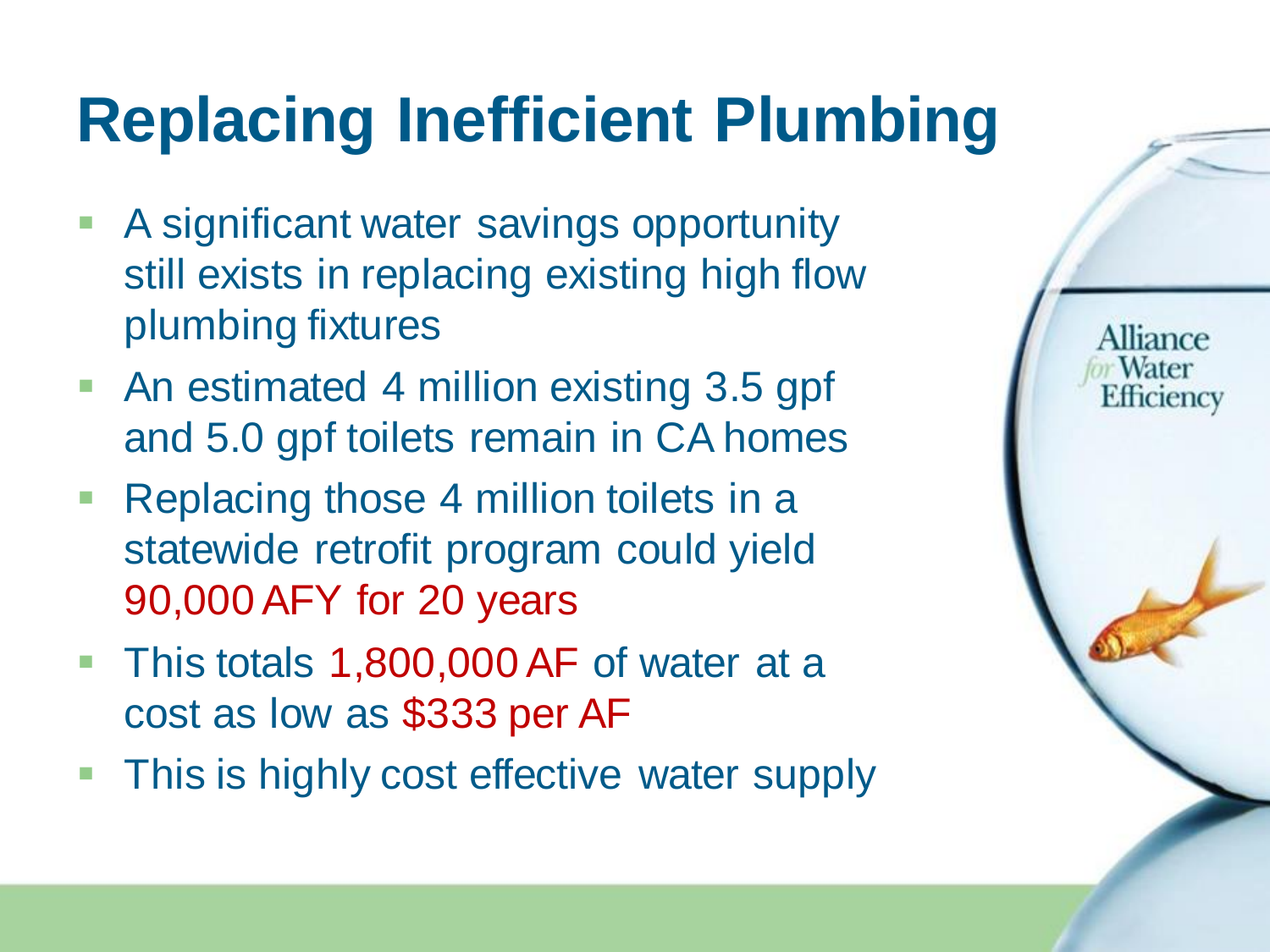# Replacing Inefficient Plumbing

- A significant water savings opportunity still exists in replacing existing high flow plumbing fixtures
- An estimated 4 million existing 3.5 gpf and 5.0 gpf toilets remain in CA homes
- Replacing those 4 million toilets in a statewide retrofit program could yield 90,000 AFY for 20 years
- This totals 1,800,000 AF of water at a cost as low as $333 per AF
- This is highly cost effective water supply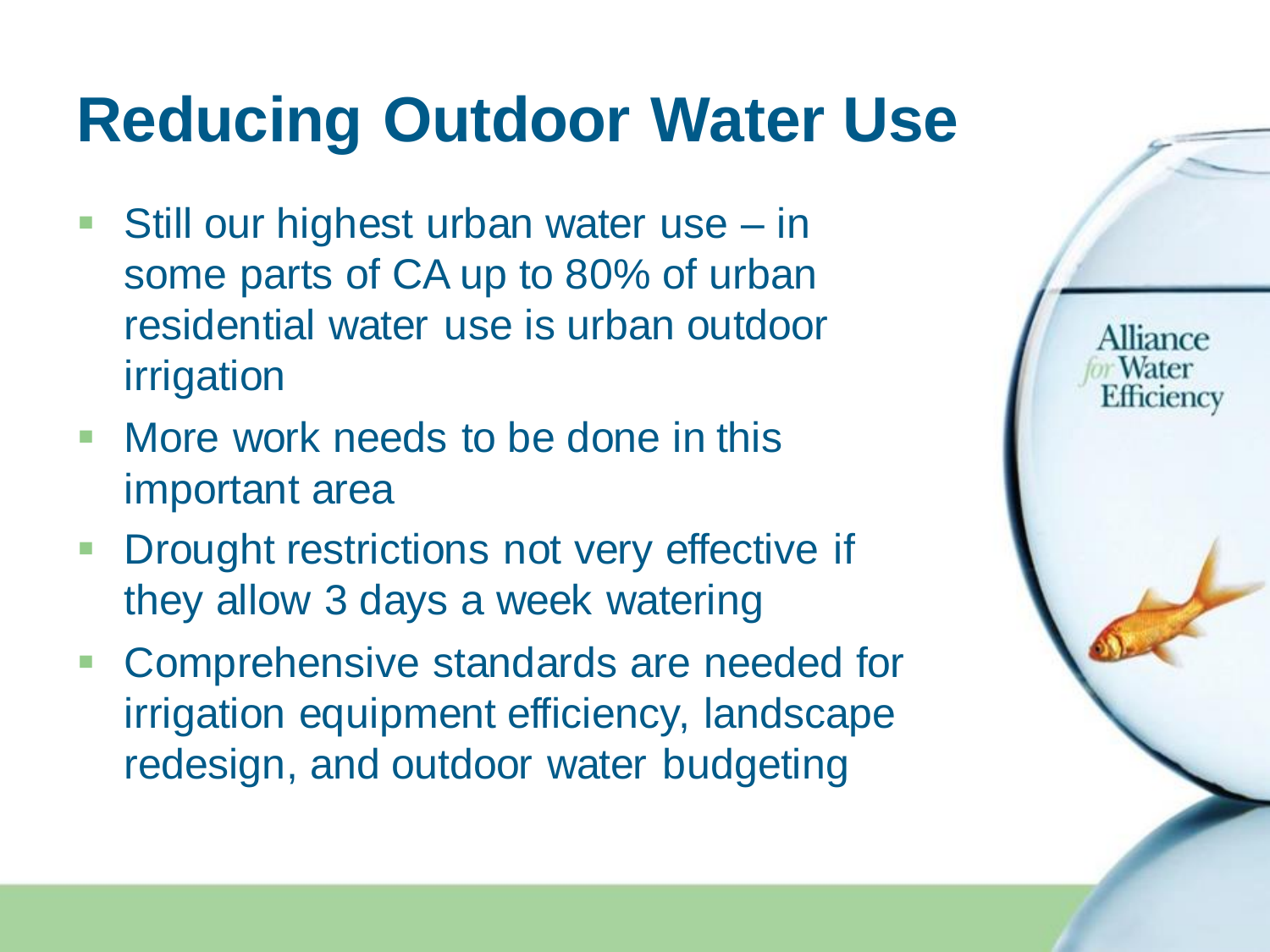# Reducing Outdoor Water Use

- Still our highest urban water use – in some parts of CA up to 80% of urban residential water use is urban outdoor irrigation
- More work needs to be done in this important area
- Drought restrictions not very effective if they allow 3 days a week watering
- Comprehensive standards are needed for irrigation equipment efficiency, landscape redesign, and outdoor water budgeting

Alliance for Water Efficiency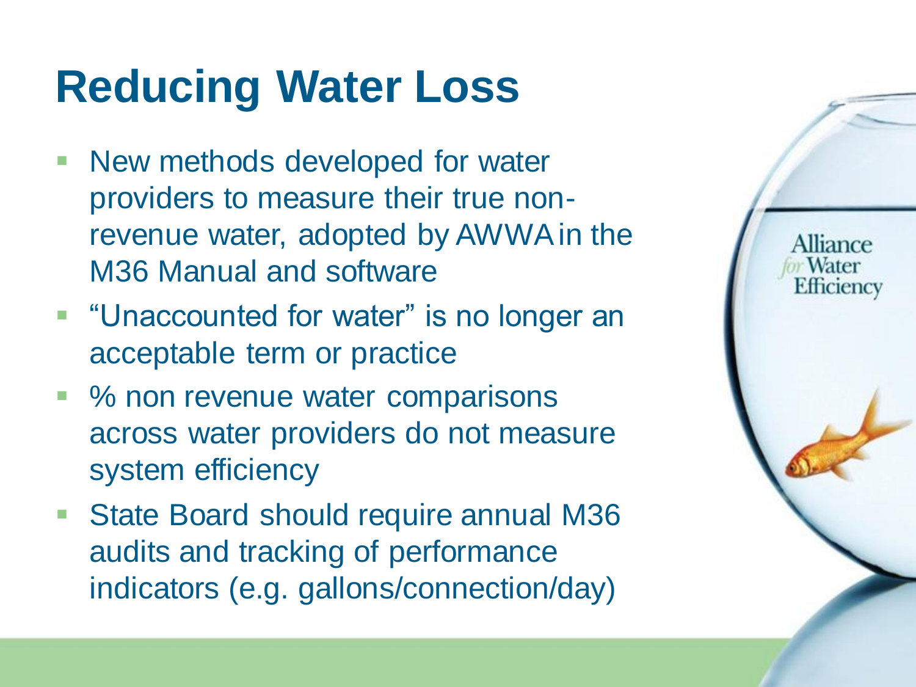# Reducing Water Loss

- New methods developed for water providers to measure their true non-revenue water, adopted by AWWA in the M36 Manual and software
- "Unaccounted for water" is no longer an acceptable term or practice
- % non revenue water comparisons across water providers do not measure system efficiency
- State Board should require annual M36 audits and tracking of performance indicators (e.g. gallons/connection/day)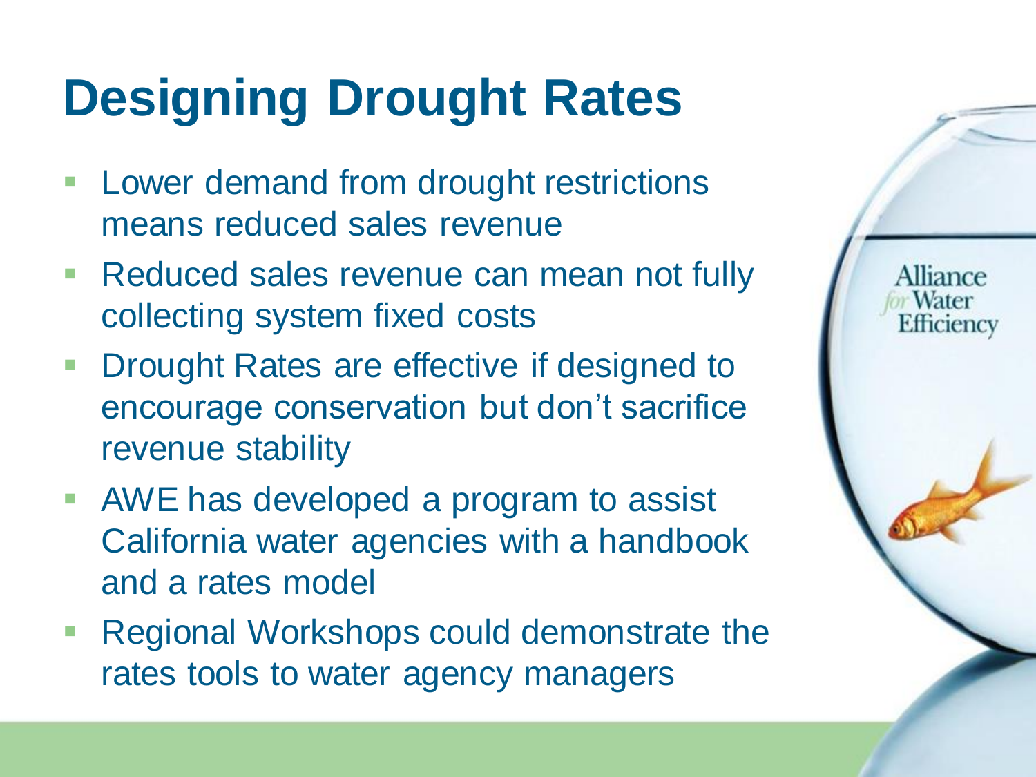# Designing Drought Rates

- Lower demand from drought restrictions means reduced sales revenue
- Reduced sales revenue can mean not fully collecting system fixed costs
- Drought Rates are effective if designed to encourage conservation but don't sacrifice revenue stability
- AWE has developed a program to assist California water agencies with a handbook and a rates model
- Regional Workshops could demonstrate the rates tools to water agency managers

Alliance for Water Efficiency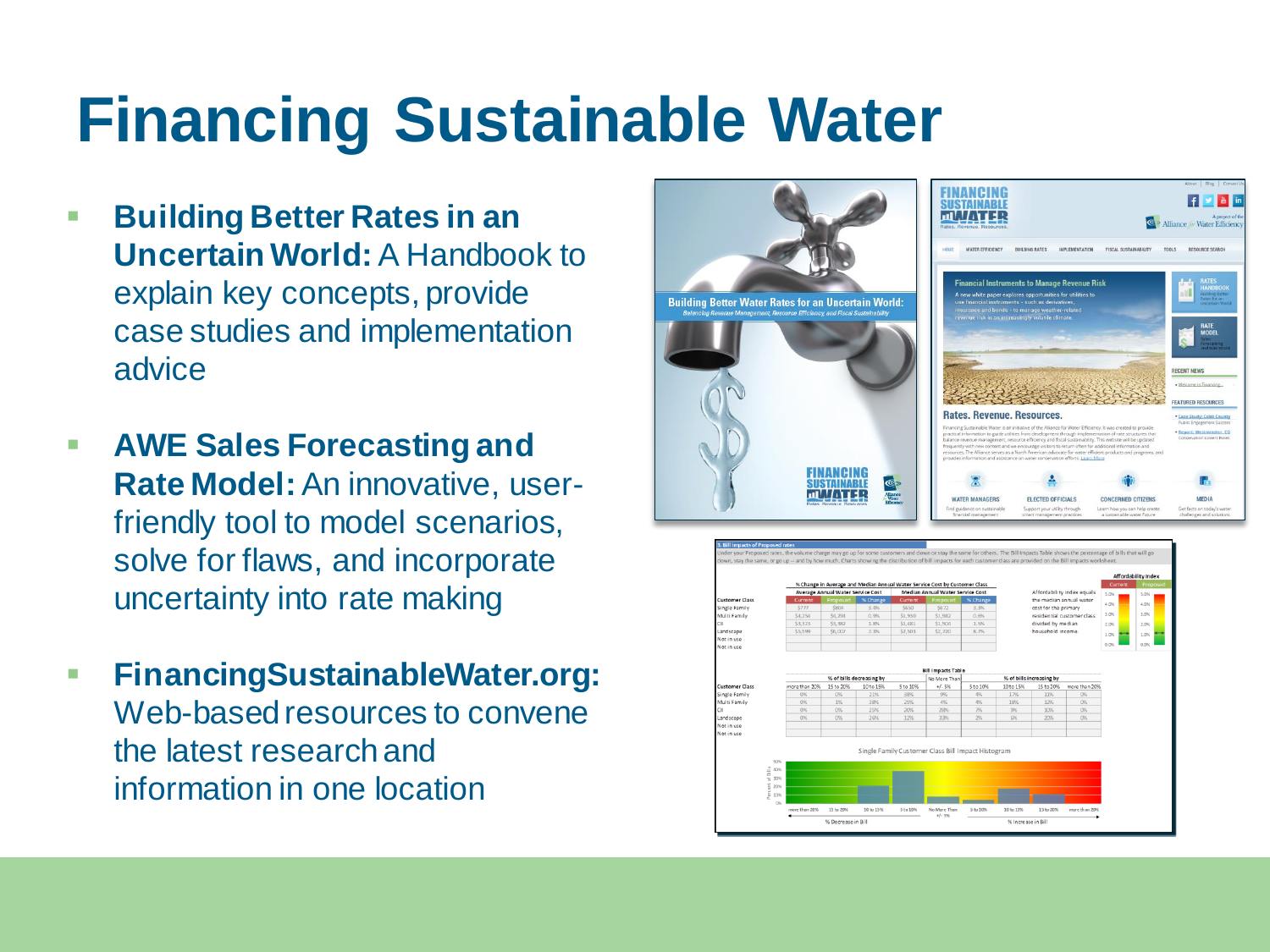# Financing Sustainable Water

- **Building Better Rates in an Uncertain World:** A Handbook to explain key concepts, provide case studies and implementation advice
- **AWE Sales Forecasting and Rate Model:** An innovative, user-friendly tool to model scenarios, solve for flaws, and incorporate uncertainty into rate making
- **FinancingSustainableWater.org:** Web-based resources to convene the latest research and information in one location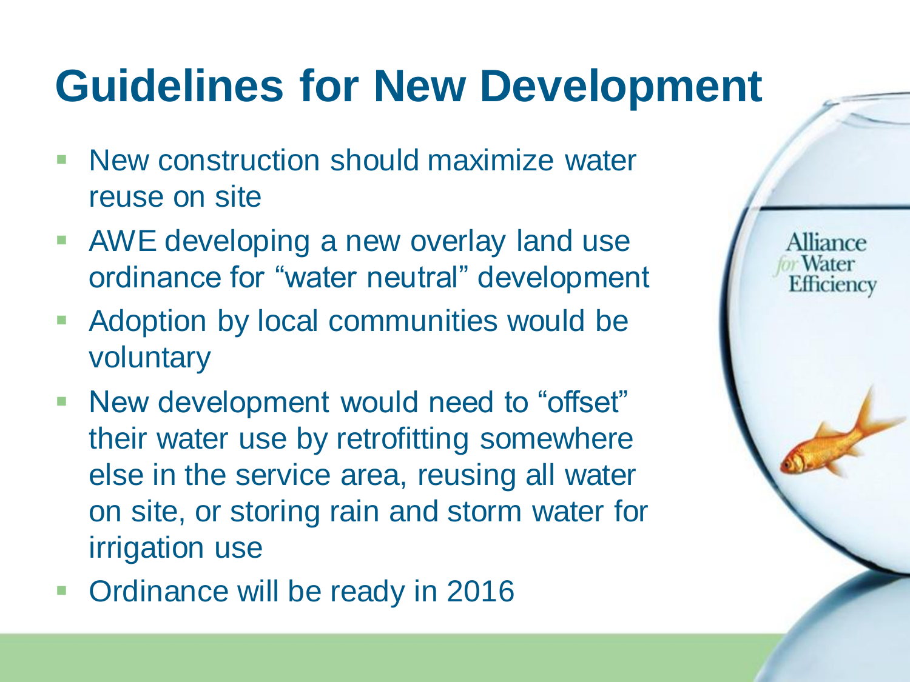# Guidelines for New Development

- New construction should maximize water reuse on site
- AWE developing a new overlay land use ordinance for "water neutral" development
- Adoption by local communities would be voluntary
- New development would need to "offset" their water use by retrofitting somewhere else in the service area, reusing all water on site, or storing rain and storm water for irrigation use
- Ordinance will be ready in 2016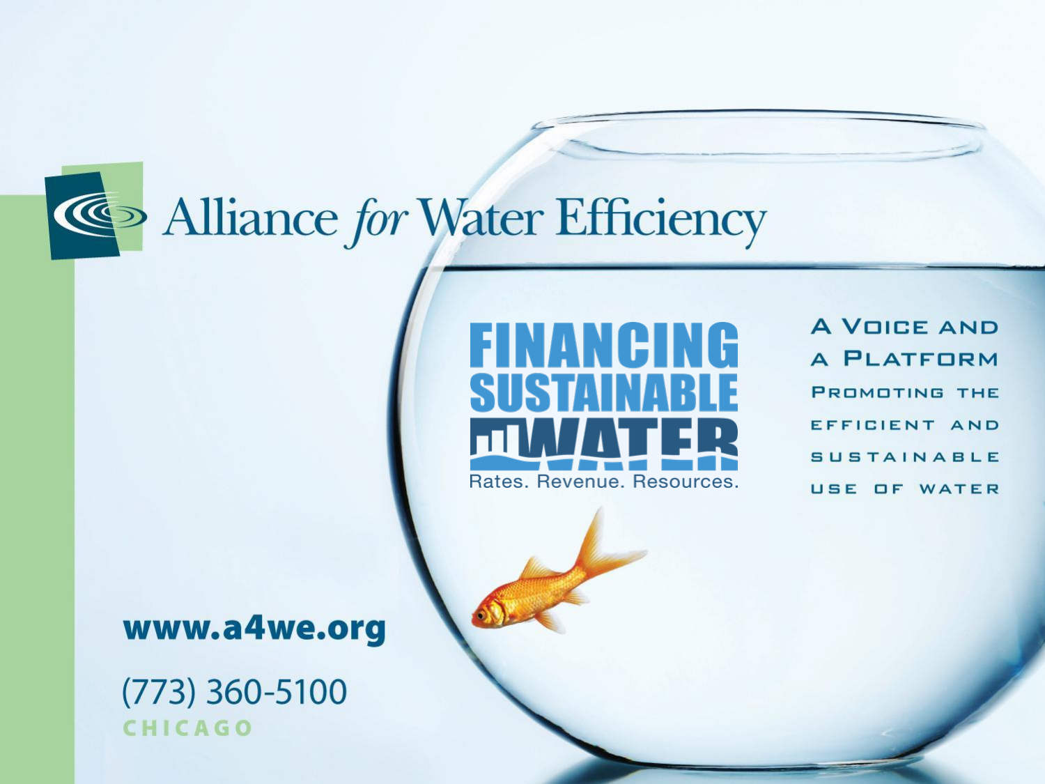# Alliance *for* Water Efficiency

## FINANCING SUSTAINABLE WATER

Rates. Revenue. Resources.

A Voice and A Platform Promoting the efficient and sustainable use of water

**www.a4we.org**

(773) 360-5100

CHICAGO